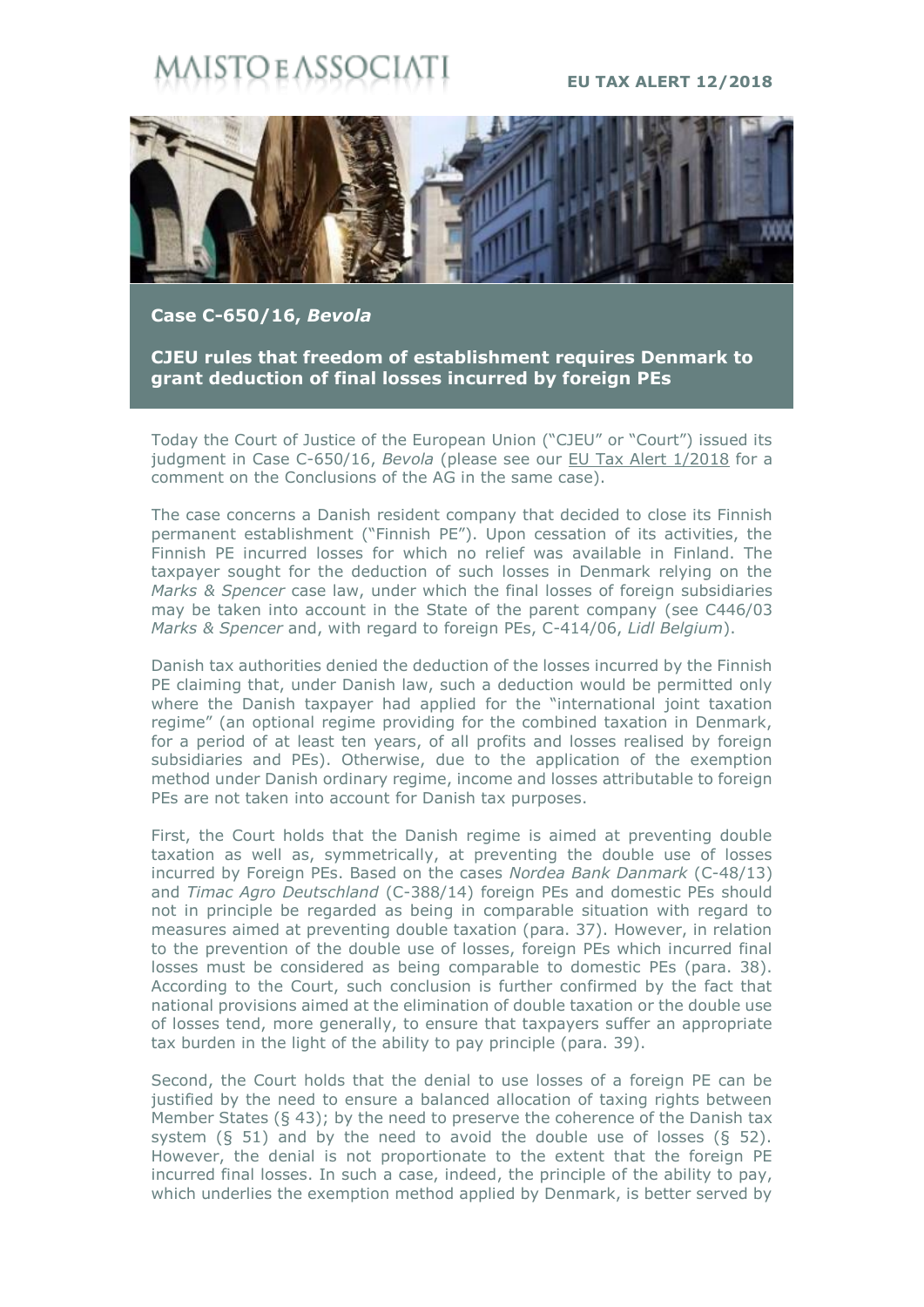# MAISTO E ASSOCIATI

**EU TAX ALERT 12/2018**

## Case C-650/16, *Bevola*

## CJEU rules that freedom of establishment requires Denmark to grant deduction of final losses incurred by foreign PEs

Today the Court of Justice of the European Union ("CJEU" or "Court") issued its judgment in Case C-650/16, *Bevola* (please see our EU Tax Alert 1/2018 for a comment on the Conclusions of the AG in the same case).

The case concerns a Danish resident company that decided to close its Finnish permanent establishment ("Finnish PE"). Upon cessation of its activities, the Finnish PE incurred losses for which no relief was available in Finland. The taxpayer sought for the deduction of such losses in Denmark relying on the *Marks & Spencer* case law, under which the final losses of foreign subsidiaries may be taken into account in the State of the parent company (see C446/03 *Marks & Spencer* and, with regard to foreign PEs, C-414/06, *Lidl Belgium*).

Danish tax authorities denied the deduction of the losses incurred by the Finnish PE claiming that, under Danish law, such a deduction would be permitted only where the Danish taxpayer had applied for the "international joint taxation regime" (an optional regime providing for the combined taxation in Denmark, for a period of at least ten years, of all profits and losses realised by foreign subsidiaries and PEs). Otherwise, due to the application of the exemption method under Danish ordinary regime, income and losses attributable to foreign PEs are not taken into account for Danish tax purposes.

First, the Court holds that the Danish regime is aimed at preventing double taxation as well as, symmetrically, at preventing the double use of losses incurred by Foreign PEs. Based on the cases *Nordea Bank Danmark* (C-48/13) and *Timac Agro Deutschland* (C-388/14) foreign PEs and domestic PEs should not in principle be regarded as being in comparable situation with regard to measures aimed at preventing double taxation (para. 37). However, in relation to the prevention of the double use of losses, foreign PEs which incurred final losses must be considered as being comparable to domestic PEs (para. 38). According to the Court, such conclusion is further confirmed by the fact that national provisions aimed at the elimination of double taxation or the double use of losses tend, more generally, to ensure that taxpayers suffer an appropriate tax burden in the light of the ability to pay principle (para. 39).

Second, the Court holds that the denial to use losses of a foreign PE can be justified by the need to ensure a balanced allocation of taxing rights between Member States (§ 43); by the need to preserve the coherence of the Danish tax system (§ 51) and by the need to avoid the double use of losses (§ 52). However, the denial is not proportionate to the extent that the foreign PE incurred final losses. In such a case, indeed, the principle of the ability to pay, which underlies the exemption method applied by Denmark, is better served by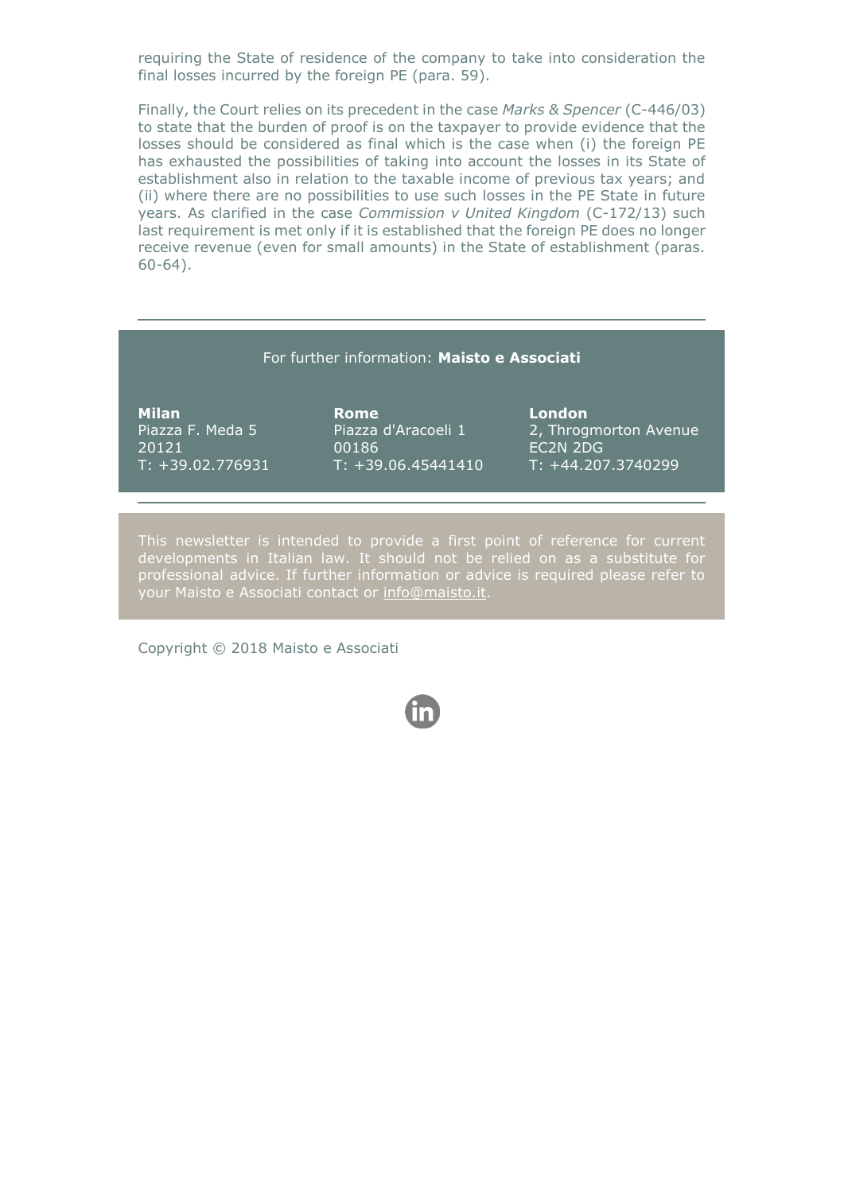requiring the State of residence of the company to take into consideration the final losses incurred by the foreign PE (para. 59).

Finally, the Court relies on its precedent in the case *Marks & Spencer* (C-446/03) to state that the burden of proof is on the taxpayer to provide evidence that the losses should be considered as final which is the case when (i) the foreign PE has exhausted the possibilities of taking into account the losses in its State of establishment also in relation to the taxable income of previous tax years; and (ii) where there are no possibilities to use such losses in the PE State in future years. As clarified in the case *Commission v United Kingdom* (C-172/13) such last requirement is met only if it is established that the foreign PE does no longer receive revenue (even for small amounts) in the State of establishment (paras. 60-64).

---

For further information: **Maisto e Associati**

**Milan**
Piazza F. Meda 5
20121
T: +39.02.776931

**Rome**
Piazza d'Aracoeli 1
00186
T: +39.06.45441410

**London**
2, Throgmorton Avenue
EC2N 2DG
T: +44.207.3740299

---

This newsletter is intended to provide a first point of reference for current developments in Italian law. It should not be relied on as a substitute for professional advice. If further information or advice is required please refer to your Maisto e Associati contact or info@maisto.it.

Copyright © 2018 Maisto e Associati